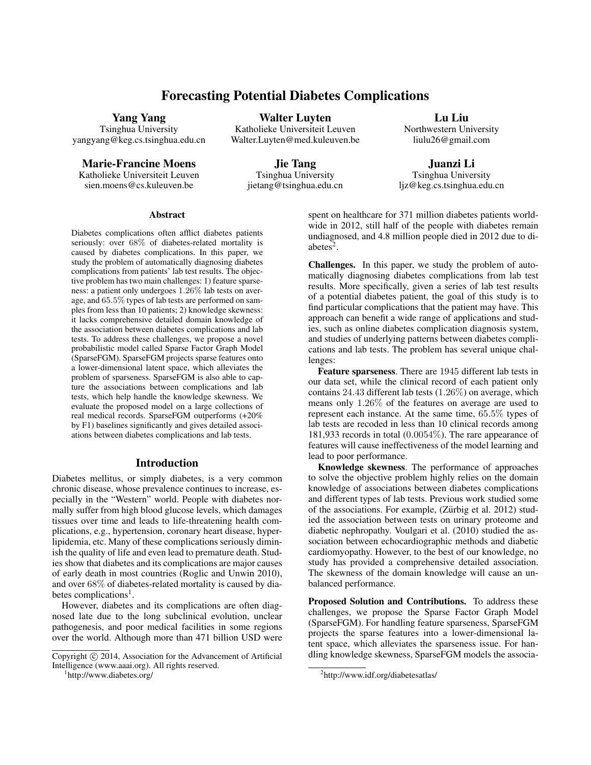# Forecasting Potential Diabetes Complications

**Yang Yang**
Tsinghua University
yangyang@keg.cs.tsinghua.edu.cn

**Walter Luyten**
Katholieke Universiteit Leuven
Walter.Luyten@med.kuleuven.be

**Lu Liu**
Northwestern University
liulu26@gmail.com

**Marie-Francine Moens**
Katholieke Universiteit Leuven
sien.moens@cs.kuleuven.be

**Jie Tang**
Tsinghua University
jietang@tsinghua.edu.cn

**Juanzi Li**
Tsinghua University
ljz@keg.cs.tsinghua.edu.cn

## Abstract

Diabetes complications often afflict diabetes patients seriously: over 68% of diabetes-related mortality is caused by diabetes complications. In this paper, we study the problem of automatically diagnosing diabetes complications from patients' lab test results. The objective problem has two main challenges: 1) feature sparseness: a patient only undergoes 1.26% lab tests on average, and 65.5% types of lab tests are performed on samples from less than 10 patients; 2) knowledge skewness: it lacks comprehensive detailed domain knowledge of the association between diabetes complications and lab tests. To address these challenges, we propose a novel probabilistic model called Sparse Factor Graph Model (SparseFGM). SparseFGM projects sparse features onto a lower-dimensional latent space, which alleviates the problem of sparseness. SparseFGM is also able to capture the associations between complications and lab tests, which help handle the knowledge skewness. We evaluate the proposed model on a large collections of real medical records. SparseFGM outperforms (+20% by F1) baselines significantly and gives detailed associations between diabetes complications and lab tests.

## Introduction

Diabetes mellitus, or simply diabetes, is a very common chronic disease, whose prevalence continues to increase, especially in the "Western" world. People with diabetes normally suffer from high blood glucose levels, which damages tissues over time and leads to life-threatening health complications, e.g., hypertension, coronary heart disease, hyperlipidemia, etc. Many of these complications seriously diminish the quality of life and even lead to premature death. Studies show that diabetes and its complications are major causes of early death in most countries (Roglic and Unwin 2010), and over 68% of diabetes-related mortality is caused by diabetes complications[1].

However, diabetes and its complications are often diagnosed late due to the long subclinical evolution, unclear pathogenesis, and poor medical facilities in some regions over the world. Although more than 471 billion USD were spent on healthcare for 371 million diabetes patients worldwide in 2012, still half of the people with diabetes remain undiagnosed, and 4.8 million people died in 2012 due to diabetes[2].

**Challenges.** In this paper, we study the problem of automatically diagnosing diabetes complications from lab test results. More specifically, given a series of lab test results of a potential diabetes patient, the goal of this study is to find particular complications that the patient may have. This approach can benefit a wide range of applications and studies, such as online diabetes complication diagnosis system, and studies of underlying patterns between diabetes complications and lab tests. The problem has several unique challenges:

**Feature sparseness**. There are 1945 different lab tests in our data set, while the clinical record of each patient only contains 24.43 different lab tests (1.26%) on average, which means only 1.26% of the features on average are used to represent each instance. At the same time, 65.5% types of lab tests are recoded in less than 10 clinical records among 181,933 records in total (0.0054%). The rare appearance of features will cause ineffectiveness of the model learning and lead to poor performance.

**Knowledge skewness**. The performance of approaches to solve the objective problem highly relies on the domain knowledge of associations between diabetes complications and different types of lab tests. Previous work studied some of the associations. For example, (Zürbig et al. 2012) studied the association between tests on urinary proteome and diabetic nephropathy. Voulgari et al. (2010) studied the association between echocardiographic methods and diabetic cardiomyopathy. However, to the best of our knowledge, no study has provided a comprehensive detailed association. The skewness of the domain knowledge will cause an unbalanced performance.

**Proposed Solution and Contributions.** To address these challenges, we propose the Sparse Factor Graph Model (SparseFGM). For handling feature sparseness, SparseFGM projects the sparse features into a lower-dimensional latent space, which alleviates the sparseness issue. For handling knowledge skewness, SparseFGM models the associa-

---

Copyright © 2014, Association for the Advancement of Artificial Intelligence (www.aaai.org). All rights reserved.

[1] http://www.diabetes.org/

[2] http://www.idf.org/diabetesatlas/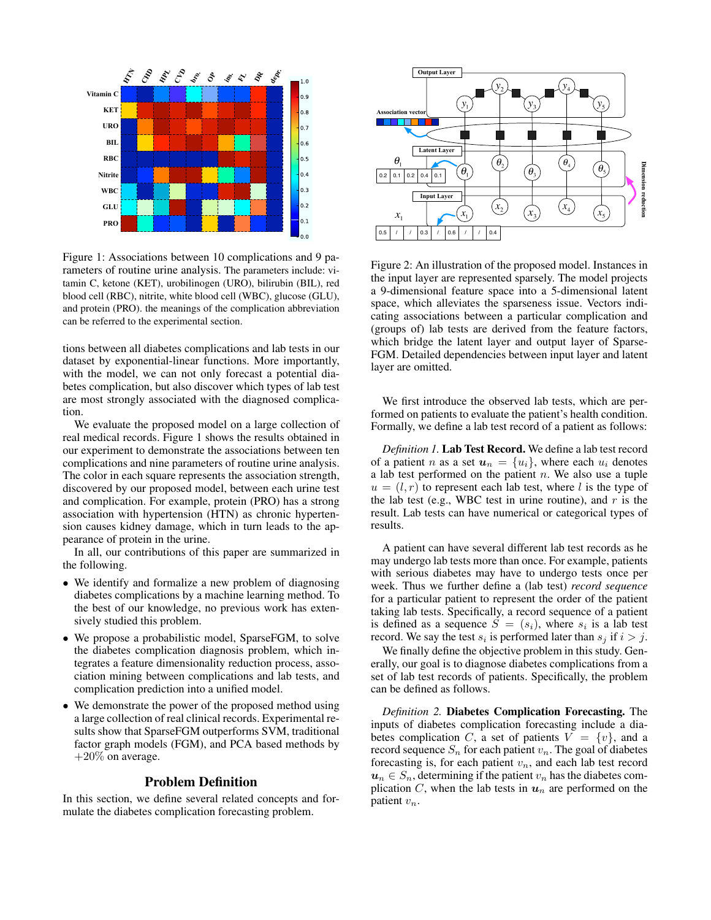Figure 1: Associations between 10 complications and 9 parameters of routine urine analysis. The parameters include: vitamin C, ketone (KET), urobilinogen (URO), bilirubin (BIL), red blood cell (RBC), nitrite, white blood cell (WBC), glucose (GLU), and protein (PRO). the meanings of the complication abbreviation can be referred to the experimental section.

tions between all diabetes complications and lab tests in our dataset by exponential-linear functions. More importantly, with the model, we can not only forecast a potential diabetes complication, but also discover which types of lab test are most strongly associated with the diagnosed complication.

We evaluate the proposed model on a large collection of real medical records. Figure 1 shows the results obtained in our experiment to demonstrate the associations between ten complications and nine parameters of routine urine analysis. The color in each square represents the association strength, discovered by our proposed model, between each urine test and complication. For example, protein (PRO) has a strong association with hypertension (HTN) as chronic hypertension causes kidney damage, which in turn leads to the appearance of protein in the urine.

In all, our contributions of this paper are summarized in the following.

- We identify and formalize a new problem of diagnosing diabetes complications by a machine learning method. To the best of our knowledge, no previous work has extensively studied this problem.
- We propose a probabilistic model, SparseFGM, to solve the diabetes complication diagnosis problem, which integrates a feature dimensionality reduction process, association mining between complications and lab tests, and complication prediction into a unified model.
- We demonstrate the power of the proposed method using a large collection of real clinical records. Experimental results show that SparseFGM outperforms SVM, traditional factor graph models (FGM), and PCA based methods by $+20\%$ on average.

## Problem Definition

In this section, we define several related concepts and formulate the diabetes complication forecasting problem.

Figure 2: An illustration of the proposed model. Instances in the input layer are represented sparsely. The model projects a 9-dimensional feature space into a 5-dimensional latent space, which alleviates the sparseness issue. Vectors indicating associations between a particular complication and (groups of) lab tests are derived from the feature factors, which bridge the latent layer and output layer of SparseFGM. Detailed dependencies between input layer and latent layer are omitted.

We first introduce the observed lab tests, which are performed on patients to evaluate the patient's health condition. Formally, we define a lab test record of a patient as follows:

*Definition 1.* **Lab Test Record.** We define a lab test record of a patient $n$ as a set $\boldsymbol{u}_n = \{u_i\}$, where each $u_i$ denotes a lab test performed on the patient $n$. We also use a tuple $u = (l, r)$ to represent each lab test, where $l$ is the type of the lab test (e.g., WBC test in urine routine), and $r$ is the result. Lab tests can have numerical or categorical types of results.

A patient can have several different lab test records as he may undergo lab tests more than once. For example, patients with serious diabetes may have to undergo tests once per week. Thus we further define a (lab test) *record sequence* for a particular patient to represent the order of the patient taking lab tests. Specifically, a record sequence of a patient is defined as a sequence $S = (s_i)$, where $s_i$ is a lab test record. We say the test $s_i$ is performed later than $s_j$ if $i > j$.

We finally define the objective problem in this study. Generally, our goal is to diagnose diabetes complications from a set of lab test records of patients. Specifically, the problem can be defined as follows.

*Definition 2.* **Diabetes Complication Forecasting.** The inputs of diabetes complication forecasting include a diabetes complication $C$, a set of patients $V = \{v\}$, and a record sequence $S_n$ for each patient $v_n$. The goal of diabetes forecasting is, for each patient $v_n$, and each lab test record $\boldsymbol{u}_n \in S_n$, determining if the patient $v_n$ has the diabetes complication $C$, when the lab tests in $\boldsymbol{u}_n$ are performed on the patient $v_n$.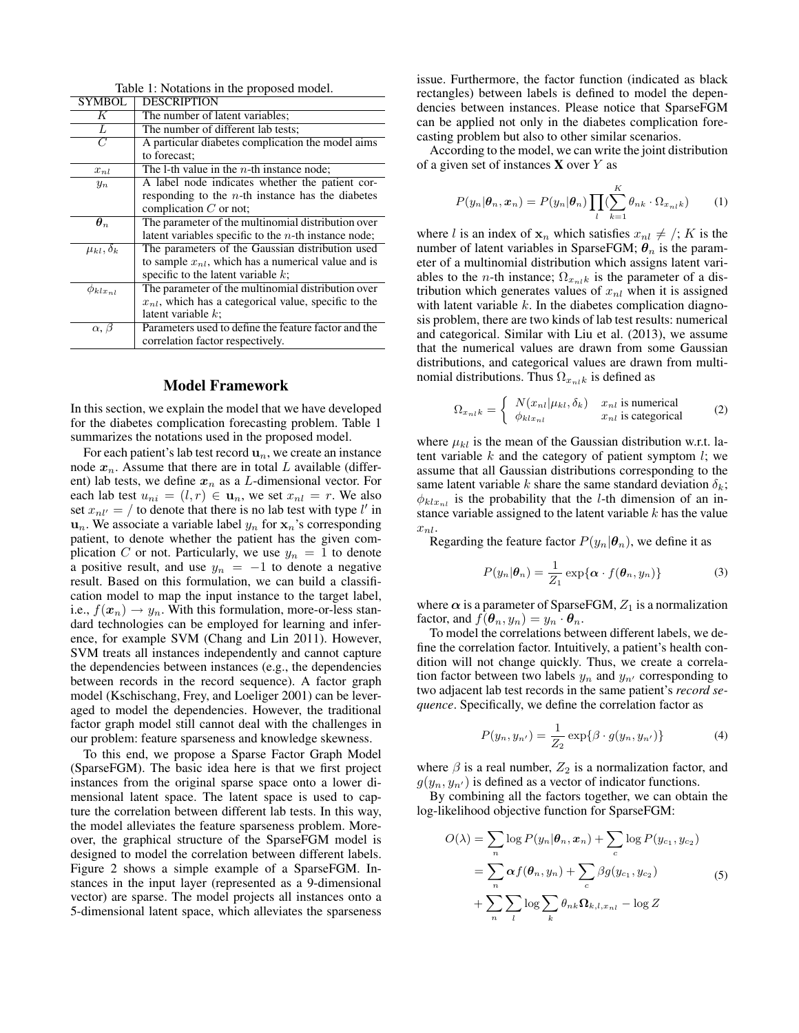Table 1: Notations in the proposed model.

| SYMBOL | DESCRIPTION |
| --- | --- |
| $K$ | The number of latent variables; |
| $L$ | The number of different lab tests; |
| $C$ | A particular diabetes complication the model aims to forecast; |
| $x_{nl}$ | The l-th value in the $n$-th instance node; |
| $y_n$ | A label node indicates whether the patient corresponding to the $n$-th instance has the diabetes complication $C$ or not; |
| $\boldsymbol{\theta}_n$ | The parameter of the multinomial distribution over latent variables specific to the $n$-th instance node; |
| $\mu_{kl}, \delta_k$ | The parameters of the Gaussian distribution used to sample $x_{nl}$, which has a numerical value and is specific to the latent variable $k$; |
| $\phi_{klx_{nl}}$ | The parameter of the multinomial distribution over $x_{nl}$, which has a categorical value, specific to the latent variable $k$; |
| $\alpha, \beta$ | Parameters used to define the feature factor and the correlation factor respectively. |

## Model Framework

In this section, we explain the model that we have developed for the diabetes complication forecasting problem. Table 1 summarizes the notations used in the proposed model.

For each patient's lab test record $\mathbf{u}_n$, we create an instance node $\boldsymbol{x}_n$. Assume that there are in total $L$ available (different) lab tests, we define $\boldsymbol{x}_n$ as a $L$-dimensional vector. For each lab test $u_{ni} = (l, r) \in \mathbf{u}_n$, we set $x_{nl} = r$. We also set $x_{nl'} = /$ to denote that there is no lab test with type $l'$ in $\mathbf{u}_n$. We associate a variable label $y_n$ for $\mathbf{x}_n$'s corresponding patient, to denote whether the patient has the given complication $C$ or not. Particularly, we use $y_n = 1$ to denote a positive result, and use $y_n = -1$ to denote a negative result. Based on this formulation, we can build a classification model to map the input instance to the target label, i.e., $f(\boldsymbol{x}_n) \to y_n$. With this formulation, more-or-less standard technologies can be employed for learning and inference, for example SVM (Chang and Lin 2011). However, SVM treats all instances independently and cannot capture the dependencies between instances (e.g., the dependencies between records in the record sequence). A factor graph model (Kschischang, Frey, and Loeliger 2001) can be leveraged to model the dependencies. However, the traditional factor graph model still cannot deal with the challenges in our problem: feature sparseness and knowledge skewness.

To this end, we propose a Sparse Factor Graph Model (SparseFGM). The basic idea here is that we first project instances from the original sparse space onto a lower dimensional latent space. The latent space is used to capture the correlation between different lab tests. In this way, the model alleviates the feature sparseness problem. Moreover, the graphical structure of the SparseFGM model is designed to model the correlation between different labels. Figure 2 shows a simple example of a SparseFGM. Instances in the input layer (represented as a 9-dimensional vector) are sparse. The model projects all instances onto a 5-dimensional latent space, which alleviates the sparseness issue. Furthermore, the factor function (indicated as black rectangles) between labels is defined to model the dependencies between instances. Please notice that SparseFGM can be applied not only in the diabetes complication forecasting problem but also to other similar scenarios.

According to the model, we can write the joint distribution of a given set of instances $\mathbf{X}$ over $Y$ as

$$P(y_n|\boldsymbol{\theta}_n, \boldsymbol{x}_n) = P(y_n|\boldsymbol{\theta}_n) \prod_l (\sum_{k=1}^{K} \theta_{nk} \cdot \Omega_{x_{nl}k}) \tag{1}$$

where $l$ is an index of $\mathbf{x}_n$ which satisfies $x_{nl} \neq /$; $K$ is the number of latent variables in SparseFGM; $\boldsymbol{\theta}_n$ is the parameter of a multinomial distribution which assigns latent variables to the $n$-th instance; $\Omega_{x_{nl}k}$ is the parameter of a distribution which generates values of $x_{nl}$ when it is assigned with latent variable $k$. In the diabetes complication diagnosis problem, there are two kinds of lab test results: numerical and categorical. Similar with Liu et al. (2013), we assume that the numerical values are drawn from some Gaussian distributions, and categorical values are drawn from multinomial distributions. Thus $\Omega_{x_{nl}k}$ is defined as

$$\Omega_{x_{nl}k} = \begin{cases} N(x_{nl}|\mu_{kl}, \delta_k) & x_{nl} \text{ is numerical} \\ \phi_{klx_{nl}} & x_{nl} \text{ is categorical} \end{cases} \tag{2}$$

where $\mu_{kl}$ is the mean of the Gaussian distribution w.r.t. latent variable $k$ and the category of patient symptom $l$; we assume that all Gaussian distributions corresponding to the same latent variable $k$ share the same standard deviation $\delta_k$; $\phi_{klx_{nl}}$ is the probability that the $l$-th dimension of an instance variable assigned to the latent variable $k$ has the value $x_{nl}$.

Regarding the feature factor $P(y_n|\boldsymbol{\theta}_n)$, we define it as

$$P(y_n|\boldsymbol{\theta}_n) = \frac{1}{Z_1} \exp\{\boldsymbol{\alpha} \cdot f(\boldsymbol{\theta}_n, y_n)\} \tag{3}$$

where $\boldsymbol{\alpha}$ is a parameter of SparseFGM, $Z_1$ is a normalization factor, and $f(\boldsymbol{\theta}_n, y_n) = y_n \cdot \boldsymbol{\theta}_n$.

To model the correlations between different labels, we define the correlation factor. Intuitively, a patient's health condition will not change quickly. Thus, we create a correlation factor between two labels $y_n$ and $y_{n'}$ corresponding to two adjacent lab test records in the same patient's *record sequence*. Specifically, we define the correlation factor as

$$P(y_n, y_{n'}) = \frac{1}{Z_2} \exp\{\beta \cdot g(y_n, y_{n'})\} \tag{4}$$

where $\beta$ is a real number, $Z_2$ is a normalization factor, and $g(y_n, y_{n'})$ is defined as a vector of indicator functions.

By combining all the factors together, we can obtain the log-likelihood objective function for SparseFGM:

$$\begin{aligned} O(\lambda) &= \sum_n \log P(y_n|\boldsymbol{\theta}_n, \boldsymbol{x}_n) + \sum_c \log P(y_{c_1}, y_{c_2}) \\ &= \sum_n \boldsymbol{\alpha} f(\boldsymbol{\theta}_n, y_n) + \sum_c \beta g(y_{c_1}, y_{c_2}) \\ &+ \sum_n \sum_l \log \sum_k \theta_{nk} \boldsymbol{\Omega}_{k,l,x_{nl}} - \log Z \end{aligned} \tag{5}$$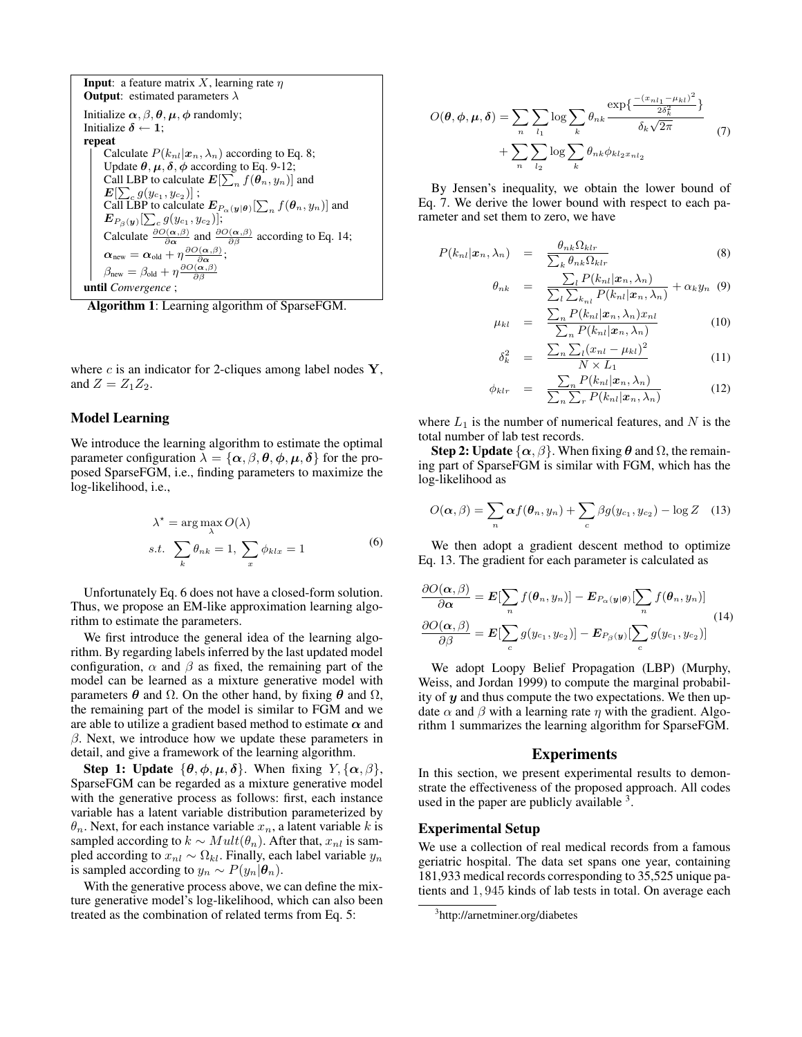**Input**: a feature matrix $X$, learning rate $\eta$
**Output**: estimated parameters $\lambda$

Initialize $\boldsymbol{\alpha}, \beta, \boldsymbol{\theta}, \boldsymbol{\mu}, \boldsymbol{\phi}$ randomly;
Initialize $\boldsymbol{\delta} \leftarrow \mathbf{1}$;
**repeat**
  Calculate $P(k_{nl}|\boldsymbol{x}_n, \lambda_n)$ according to Eq. 8;
  Update $\boldsymbol{\theta}, \boldsymbol{\mu}, \boldsymbol{\delta}, \boldsymbol{\phi}$ according to Eq. 9-12;
  Call LBP to calculate $\boldsymbol{E}[\sum_n f(\boldsymbol{\theta}_n, y_n)]$ and $\boldsymbol{E}[\sum_c g(y_{c_1}, y_{c_2})]$ ;
  Call LBP to calculate $\boldsymbol{E}_{P_\alpha(\boldsymbol{y}|\boldsymbol{\theta})}[\sum_n f(\boldsymbol{\theta}_n, y_n)]$ and $\boldsymbol{E}_{P_\beta(\boldsymbol{y})}[\sum_c g(y_{c_1}, y_{c_2})]$;
  Calculate $\frac{\partial O(\boldsymbol{\alpha},\beta)}{\partial \boldsymbol{\alpha}}$ and $\frac{\partial O(\boldsymbol{\alpha},\beta)}{\partial \beta}$ according to Eq. 14;
  $\boldsymbol{\alpha}_{\text{new}} = \boldsymbol{\alpha}_{\text{old}} + \eta \frac{\partial O(\boldsymbol{\alpha},\beta)}{\partial \boldsymbol{\alpha}}$;
  $\beta_{\text{new}} = \beta_{\text{old}} + \eta \frac{\partial O(\boldsymbol{\alpha},\beta)}{\partial \beta}$
**until** *Convergence* ;

**Algorithm 1**: Learning algorithm of SparseFGM.

where $c$ is an indicator for 2-cliques among label nodes $\mathbf{Y}$, and $Z = Z_1 Z_2$.

## Model Learning

We introduce the learning algorithm to estimate the optimal parameter configuration $\lambda = \{\boldsymbol{\alpha}, \beta, \boldsymbol{\theta}, \boldsymbol{\phi}, \boldsymbol{\mu}, \boldsymbol{\delta}\}$ for the proposed SparseFGM, i.e., finding parameters to maximize the log-likelihood, i.e.,

$$
\begin{aligned}
\lambda^\star &= \arg\max_{\lambda} O(\lambda) \\
s.t. \ \ &\sum_k \theta_{nk} = 1, \ \sum_x \phi_{klx} = 1
\end{aligned}
\tag{6}
$$

Unfortunately Eq. 6 does not have a closed-form solution. Thus, we propose an EM-like approximation learning algorithm to estimate the parameters.

We first introduce the general idea of the learning algorithm. By regarding labels inferred by the last updated model configuration, $\alpha$ and $\beta$ as fixed, the remaining part of the model can be learned as a mixture generative model with parameters $\boldsymbol{\theta}$ and $\Omega$. On the other hand, by fixing $\boldsymbol{\theta}$ and $\Omega$, the remaining part of the model is similar to FGM and we are able to utilize a gradient based method to estimate $\boldsymbol{\alpha}$ and $\beta$. Next, we introduce how we update these parameters in detail, and give a framework of the learning algorithm.

**Step 1: Update $\{\boldsymbol{\theta}, \boldsymbol{\phi}, \boldsymbol{\mu}, \boldsymbol{\delta}\}$.** When fixing $Y, \{\boldsymbol{\alpha}, \beta\}$, SparseFGM can be regarded as a mixture generative model with the generative process as follows: first, each instance variable has a latent variable distribution parameterized by $\theta_n$. Next, for each instance variable $x_n$, a latent variable $k$ is sampled according to $k \sim Mult(\theta_n)$. After that, $x_{nl}$ is sampled according to $x_{nl} \sim \Omega_{kl}$. Finally, each label variable $y_n$ is sampled according to $y_n \sim P(y_n|\boldsymbol{\theta}_n)$.

With the generative process above, we can define the mixture generative model's log-likelihood, which can also been treated as the combination of related terms from Eq. 5:

$$
\begin{aligned}
O(\boldsymbol{\theta}, \boldsymbol{\phi}, \boldsymbol{\mu}, \boldsymbol{\delta}) &= \sum_n \sum_{l_1} \log \sum_k \theta_{nk} \frac{\exp\{\frac{-(x_{nl_1} - \mu_{kl})^2}{2\delta_k^2}\}}{\delta_k \sqrt{2\pi}} \\
&+ \sum_n \sum_{l_2} \log \sum_k \theta_{nk} \phi_{kl_2 x_{nl_2}}
\end{aligned}
\tag{7}
$$

By Jensen's inequality, we obtain the lower bound of Eq. 7. We derive the lower bound with respect to each parameter and set them to zero, we have

$$
P(k_{nl}|\boldsymbol{x}_n, \lambda_n) = \frac{\theta_{nk}\Omega_{klr}}{\sum_k \theta_{nk}\Omega_{klr}} \tag{8}
$$

$$
\theta_{nk} = \frac{\sum_l P(k_{nl}|\boldsymbol{x}_n, \lambda_n)}{\sum_l \sum_{k_{nl}} P(k_{nl}|\boldsymbol{x}_n, \lambda_n)} + \alpha_k y_n \tag{9}
$$

$$
\mu_{kl} = \frac{\sum_n P(k_{nl}|\boldsymbol{x}_n, \lambda_n) x_{nl}}{\sum_n P(k_{nl}|\boldsymbol{x}_n, \lambda_n)} \tag{10}
$$

$$
\delta_k^2 = \frac{\sum_n \sum_l (x_{nl} - \mu_{kl})^2}{N \times L_1} \tag{11}
$$

$$
\phi_{klr} = \frac{\sum_n P(k_{nl}|\boldsymbol{x}_n, \lambda_n)}{\sum_n \sum_r P(k_{nl}|\boldsymbol{x}_n, \lambda_n)} \tag{12}
$$

where $L_1$ is the number of numerical features, and $N$ is the total number of lab test records.

**Step 2: Update $\{\boldsymbol{\alpha}, \beta\}$.** When fixing $\boldsymbol{\theta}$ and $\Omega$, the remaining part of SparseFGM is similar with FGM, which has the log-likelihood as

$$
O(\boldsymbol{\alpha}, \beta) = \sum_n \boldsymbol{\alpha} f(\boldsymbol{\theta}_n, y_n) + \sum_c \beta g(y_{c_1}, y_{c_2}) - \log Z \tag{13}
$$

We then adopt a gradient descent method to optimize Eq. 13. The gradient for each parameter is calculated as

$$
\begin{aligned}
\frac{\partial O(\boldsymbol{\alpha}, \beta)}{\partial \boldsymbol{\alpha}} &= \boldsymbol{E}[\sum_n f(\boldsymbol{\theta}_n, y_n)] - \boldsymbol{E}_{P_\alpha(\boldsymbol{y}|\boldsymbol{\theta})}[\sum_n f(\boldsymbol{\theta}_n, y_n)] \\
\frac{\partial O(\boldsymbol{\alpha}, \beta)}{\partial \beta} &= \boldsymbol{E}[\sum_c g(y_{c_1}, y_{c_2})] - \boldsymbol{E}_{P_\beta(\boldsymbol{y})}[\sum_c g(y_{c_1}, y_{c_2})]
\end{aligned}
\tag{14}
$$

We adopt Loopy Belief Propagation (LBP) (Murphy, Weiss, and Jordan 1999) to compute the marginal probability of $\boldsymbol{y}$ and thus compute the two expectations. We then update $\alpha$ and $\beta$ with a learning rate $\eta$ with the gradient. Algorithm 1 summarizes the learning algorithm for SparseFGM.

# Experiments

In this section, we present experimental results to demonstrate the effectiveness of the proposed approach. All codes used in the paper are publicly available [3].

## Experimental Setup

We use a collection of real medical records from a famous geriatric hospital. The data set spans one year, containing 181,933 medical records corresponding to 35,525 unique patients and 1,945 kinds of lab tests in total. On average each

[3] http://arnetminer.org/diabetes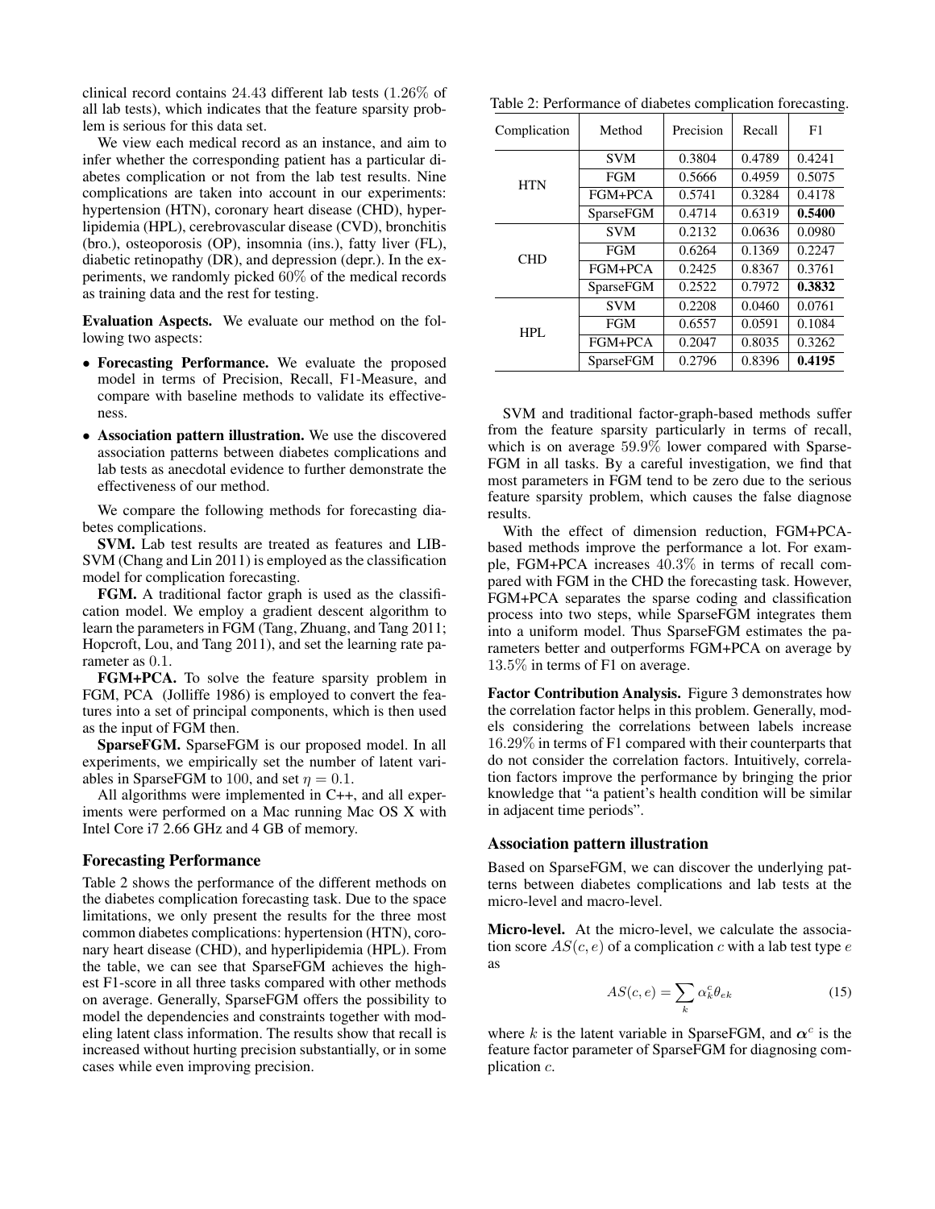clinical record contains 24.43 different lab tests (1.26% of all lab tests), which indicates that the feature sparsity problem is serious for this data set.

We view each medical record as an instance, and aim to infer whether the corresponding patient has a particular diabetes complication or not from the lab test results. Nine complications are taken into account in our experiments: hypertension (HTN), coronary heart disease (CHD), hyperlipidemia (HPL), cerebrovascular disease (CVD), bronchitis (bro.), osteoporosis (OP), insomnia (ins.), fatty liver (FL), diabetic retinopathy (DR), and depression (depr.). In the experiments, we randomly picked 60% of the medical records as training data and the rest for testing.

**Evaluation Aspects.** We evaluate our method on the following two aspects:

- **Forecasting Performance.** We evaluate the proposed model in terms of Precision, Recall, F1-Measure, and compare with baseline methods to validate its effectiveness.
- **Association pattern illustration.** We use the discovered association patterns between diabetes complications and lab tests as anecdotal evidence to further demonstrate the effectiveness of our method.

We compare the following methods for forecasting diabetes complications.

**SVM.** Lab test results are treated as features and LIBSVM (Chang and Lin 2011) is employed as the classification model for complication forecasting.

**FGM.** A traditional factor graph is used as the classification model. We employ a gradient descent algorithm to learn the parameters in FGM (Tang, Zhuang, and Tang 2011; Hopcroft, Lou, and Tang 2011), and set the learning rate parameter as 0.1.

**FGM+PCA.** To solve the feature sparsity problem in FGM, PCA (Jolliffe 1986) is employed to convert the features into a set of principal components, which is then used as the input of FGM then.

**SparseFGM.** SparseFGM is our proposed model. In all experiments, we empirically set the number of latent variables in SparseFGM to 100, and set $\eta = 0.1$.

All algorithms were implemented in C++, and all experiments were performed on a Mac running Mac OS X with Intel Core i7 2.66 GHz and 4 GB of memory.

## Forecasting Performance

Table 2 shows the performance of the different methods on the diabetes complication forecasting task. Due to the space limitations, we only present the results for the three most common diabetes complications: hypertension (HTN), coronary heart disease (CHD), and hyperlipidemia (HPL). From the table, we can see that SparseFGM achieves the highest F1-score in all three tasks compared with other methods on average. Generally, SparseFGM offers the possibility to model the dependencies and constraints together with modeling latent class information. The results show that recall is increased without hurting precision substantially, or in some cases while even improving precision.

Table 2: Performance of diabetes complication forecasting.

| Complication | Method | Precision | Recall | F1 |
|---|---|---|---|---|
| HTN | SVM | 0.3804 | 0.4789 | 0.4241 |
| | FGM | 0.5666 | 0.4959 | 0.5075 |
| | FGM+PCA | 0.5741 | 0.3284 | 0.4178 |
| | SparseFGM | 0.4714 | 0.6319 | **0.5400** |
| CHD | SVM | 0.2132 | 0.0636 | 0.0980 |
| | FGM | 0.6264 | 0.1369 | 0.2247 |
| | FGM+PCA | 0.2425 | 0.8367 | 0.3761 |
| | SparseFGM | 0.2522 | 0.7972 | **0.3832** |
| HPL | SVM | 0.2208 | 0.0460 | 0.0761 |
| | FGM | 0.6557 | 0.0591 | 0.1084 |
| | FGM+PCA | 0.2047 | 0.8035 | 0.3262 |
| | SparseFGM | 0.2796 | 0.8396 | **0.4195** |

SVM and traditional factor-graph-based methods suffer from the feature sparsity particularly in terms of recall, which is on average 59.9% lower compared with SparseFGM in all tasks. By a careful investigation, we find that most parameters in FGM tend to be zero due to the serious feature sparsity problem, which causes the false diagnose results.

With the effect of dimension reduction, FGM+PCA-based methods improve the performance a lot. For example, FGM+PCA increases 40.3% in terms of recall compared with FGM in the CHD the forecasting task. However, FGM+PCA separates the sparse coding and classification process into two steps, while SparseFGM integrates them into a uniform model. Thus SparseFGM estimates the parameters better and outperforms FGM+PCA on average by 13.5% in terms of F1 on average.

**Factor Contribution Analysis.** Figure 3 demonstrates how the correlation factor helps in this problem. Generally, models considering the correlations between labels increase 16.29% in terms of F1 compared with their counterparts that do not consider the correlation factors. Intuitively, correlation factors improve the performance by bringing the prior knowledge that "a patient's health condition will be similar in adjacent time periods".

## Association pattern illustration

Based on SparseFGM, we can discover the underlying patterns between diabetes complications and lab tests at the micro-level and macro-level.

**Micro-level.** At the micro-level, we calculate the association score $AS(c, e)$ of a complication $c$ with a lab test type $e$ as

$$AS(c, e) = \sum_{k} \alpha_k^c \theta_{ek} \tag{15}$$

where $k$ is the latent variable in SparseFGM, and $\boldsymbol{\alpha}^c$ is the feature factor parameter of SparseFGM for diagnosing complication $c$.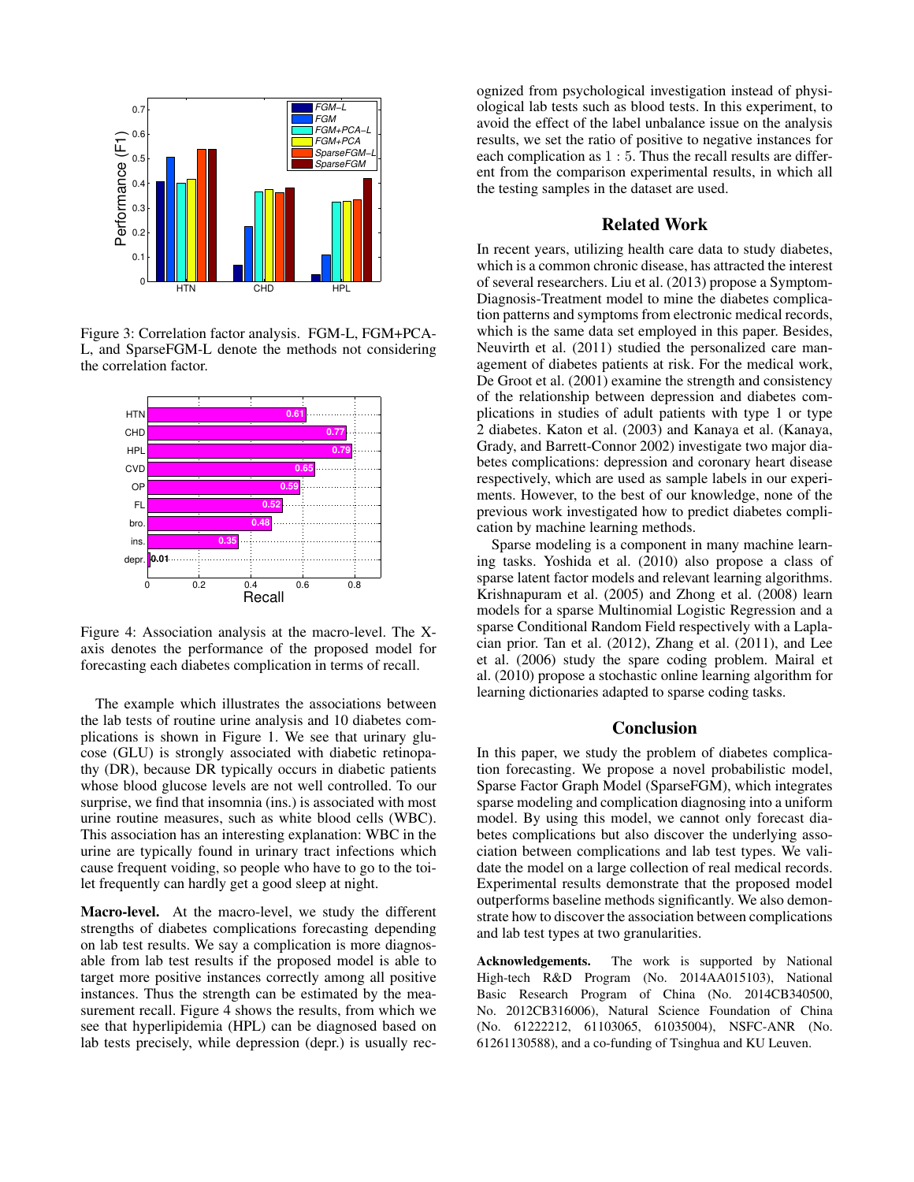Figure 3: Correlation factor analysis. FGM-L, FGM+PCA-L, and SparseFGM-L denote the methods not considering the correlation factor.

Figure 4: Association analysis at the macro-level. The X-axis denotes the performance of the proposed model for forecasting each diabetes complication in terms of recall.

The example which illustrates the associations between the lab tests of routine urine analysis and 10 diabetes complications is shown in Figure 1. We see that urinary glucose (GLU) is strongly associated with diabetic retinopathy (DR), because DR typically occurs in diabetic patients whose blood glucose levels are not well controlled. To our surprise, we find that insomnia (ins.) is associated with most urine routine measures, such as white blood cells (WBC). This association has an interesting explanation: WBC in the urine are typically found in urinary tract infections which cause frequent voiding, so people who have to go to the toilet frequently can hardly get a good sleep at night.

**Macro-level.** At the macro-level, we study the different strengths of diabetes complications forecasting depending on lab test results. We say a complication is more diagnosable from lab test results if the proposed model is able to target more positive instances correctly among all positive instances. Thus the strength can be estimated by the measurement recall. Figure 4 shows the results, from which we see that hyperlipidemia (HPL) can be diagnosed based on lab tests precisely, while depression (depr.) is usually recognized from psychological investigation instead of physiological lab tests such as blood tests. In this experiment, to avoid the effect of the label unbalance issue on the analysis results, we set the ratio of positive to negative instances for each complication as $1 : 5$. Thus the recall results are different from the comparison experimental results, in which all the testing samples in the dataset are used.

## Related Work

In recent years, utilizing health care data to study diabetes, which is a common chronic disease, has attracted the interest of several researchers. Liu et al. (2013) propose a Symptom-Diagnosis-Treatment model to mine the diabetes complication patterns and symptoms from electronic medical records, which is the same data set employed in this paper. Besides, Neuvirth et al. (2011) studied the personalized care management of diabetes patients at risk. For the medical work, De Groot et al. (2001) examine the strength and consistency of the relationship between depression and diabetes complications in studies of adult patients with type 1 or type 2 diabetes. Katon et al. (2003) and Kanaya et al. (Kanaya, Grady, and Barrett-Connor 2002) investigate two major diabetes complications: depression and coronary heart disease respectively, which are used as sample labels in our experiments. However, to the best of our knowledge, none of the previous work investigated how to predict diabetes complication by machine learning methods.

Sparse modeling is a component in many machine learning tasks. Yoshida et al. (2010) also propose a class of sparse latent factor models and relevant learning algorithms. Krishnapuram et al. (2005) and Zhong et al. (2008) learn models for a sparse Multinomial Logistic Regression and a sparse Conditional Random Field respectively with a Laplacian prior. Tan et al. (2012), Zhang et al. (2011), and Lee et al. (2006) study the spare coding problem. Mairal et al. (2010) propose a stochastic online learning algorithm for learning dictionaries adapted to sparse coding tasks.

## Conclusion

In this paper, we study the problem of diabetes complication forecasting. We propose a novel probabilistic model, Sparse Factor Graph Model (SparseFGM), which integrates sparse modeling and complication diagnosing into a uniform model. By using this model, we cannot only forecast diabetes complications but also discover the underlying association between complications and lab test types. We validate the model on a large collection of real medical records. Experimental results demonstrate that the proposed model outperforms baseline methods significantly. We also demonstrate how to discover the association between complications and lab test types at two granularities.

**Acknowledgements.** The work is supported by National High-tech R&D Program (No. 2014AA015103), National Basic Research Program of China (No. 2014CB340500, No. 2012CB316006), Natural Science Foundation of China (No. 61222212, 61103065, 61035004), NSFC-ANR (No. 61261130588), and a co-funding of Tsinghua and KU Leuven.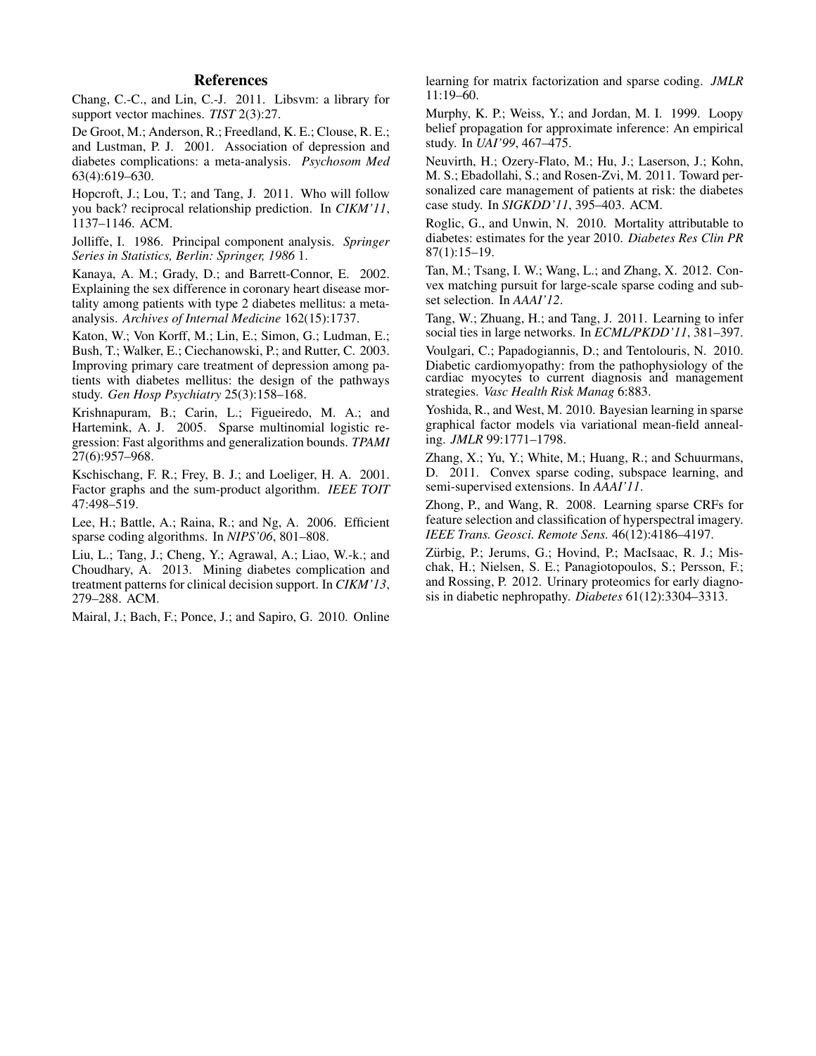# References

Chang, C.-C., and Lin, C.-J. 2011. Libsvm: a library for support vector machines. *TIST* 2(3):27.

De Groot, M.; Anderson, R.; Freedland, K. E.; Clouse, R. E.; and Lustman, P. J. 2001. Association of depression and diabetes complications: a meta-analysis. *Psychosom Med* 63(4):619–630.

Hopcroft, J.; Lou, T.; and Tang, J. 2011. Who will follow you back? reciprocal relationship prediction. In *CIKM'11*, 1137–1146. ACM.

Jolliffe, I. 1986. Principal component analysis. *Springer Series in Statistics, Berlin: Springer, 1986* 1.

Kanaya, A. M.; Grady, D.; and Barrett-Connor, E. 2002. Explaining the sex difference in coronary heart disease mortality among patients with type 2 diabetes mellitus: a meta-analysis. *Archives of Internal Medicine* 162(15):1737.

Katon, W.; Von Korff, M.; Lin, E.; Simon, G.; Ludman, E.; Bush, T.; Walker, E.; Ciechanowski, P.; and Rutter, C. 2003. Improving primary care treatment of depression among patients with diabetes mellitus: the design of the pathways study. *Gen Hosp Psychiatry* 25(3):158–168.

Krishnapuram, B.; Carin, L.; Figueiredo, M. A.; and Hartemink, A. J. 2005. Sparse multinomial logistic regression: Fast algorithms and generalization bounds. *TPAMI* 27(6):957–968.

Kschischang, F. R.; Frey, B. J.; and Loeliger, H. A. 2001. Factor graphs and the sum-product algorithm. *IEEE TOIT* 47:498–519.

Lee, H.; Battle, A.; Raina, R.; and Ng, A. 2006. Efficient sparse coding algorithms. In *NIPS'06*, 801–808.

Liu, L.; Tang, J.; Cheng, Y.; Agrawal, A.; Liao, W.-k.; and Choudhary, A. 2013. Mining diabetes complication and treatment patterns for clinical decision support. In *CIKM'13*, 279–288. ACM.

Mairal, J.; Bach, F.; Ponce, J.; and Sapiro, G. 2010. Online learning for matrix factorization and sparse coding. *JMLR* 11:19–60.

Murphy, K. P.; Weiss, Y.; and Jordan, M. I. 1999. Loopy belief propagation for approximate inference: An empirical study. In *UAI'99*, 467–475.

Neuvirth, H.; Ozery-Flato, M.; Hu, J.; Laserson, J.; Kohn, M. S.; Ebadollahi, S.; and Rosen-Zvi, M. 2011. Toward personalized care management of patients at risk: the diabetes case study. In *SIGKDD'11*, 395–403. ACM.

Roglic, G., and Unwin, N. 2010. Mortality attributable to diabetes: estimates for the year 2010. *Diabetes Res Clin PR* 87(1):15–19.

Tan, M.; Tsang, I. W.; Wang, L.; and Zhang, X. 2012. Convex matching pursuit for large-scale sparse coding and subset selection. In *AAAI'12*.

Tang, W.; Zhuang, H.; and Tang, J. 2011. Learning to infer social ties in large networks. In *ECML/PKDD'11*, 381–397.

Voulgari, C.; Papadogiannis, D.; and Tentolouris, N. 2010. Diabetic cardiomyopathy: from the pathophysiology of the cardiac myocytes to current diagnosis and management strategies. *Vasc Health Risk Manag* 6:883.

Yoshida, R., and West, M. 2010. Bayesian learning in sparse graphical factor models via variational mean-field annealing. *JMLR* 99:1771–1798.

Zhang, X.; Yu, Y.; White, M.; Huang, R.; and Schuurmans, D. 2011. Convex sparse coding, subspace learning, and semi-supervised extensions. In *AAAI'11*.

Zhong, P., and Wang, R. 2008. Learning sparse CRFs for feature selection and classification of hyperspectral imagery. *IEEE Trans. Geosci. Remote Sens.* 46(12):4186–4197.

Zürbig, P.; Jerums, G.; Hovind, P.; MacIsaac, R. J.; Mischak, H.; Nielsen, S. E.; Panagiotopoulos, S.; Persson, F.; and Rossing, P. 2012. Urinary proteomics for early diagnosis in diabetic nephropathy. *Diabetes* 61(12):3304–3313.